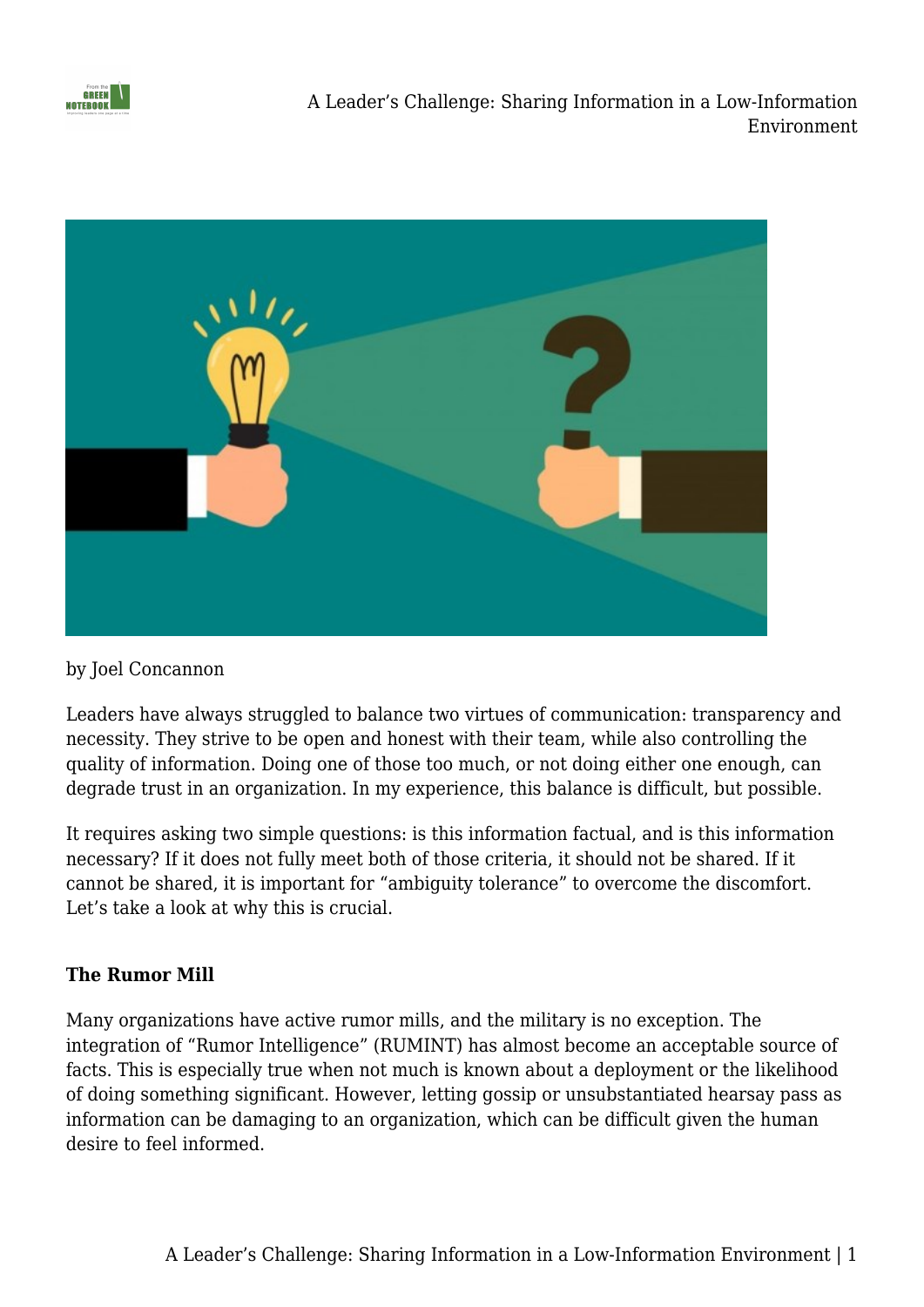by Joel Concannon

Leaders have always struggled to balance two virtues of communication: transparency and necessity. They strive to be open and honest with their team, while also controlling the quality of information. Doing one of those too much, or not doing either one enough, can degrade trust in an organization. In my experience, this balance is difficult, but possible.

It requires asking two simple questions: is this information factual, and is this information necessary? If it does not fully meet both of those criteria, it should not be shared. If it cannot be shared, it is important for "ambiguity tolerance" to overcome the discomfort. Let's take a look at why this is crucial.

**The Rumor Mill**

Many organizations have active rumor mills, and the military is no exception. The integration of "Rumor Intelligence" (RUMINT) has almost become an acceptable source of facts. This is especially true when not much is known about a deployment or the likelihood of doing something significant. However, letting gossip or unsubstantiated hearsay pass as information can be damaging to an organization, which can be difficult given the human desire to feel informed.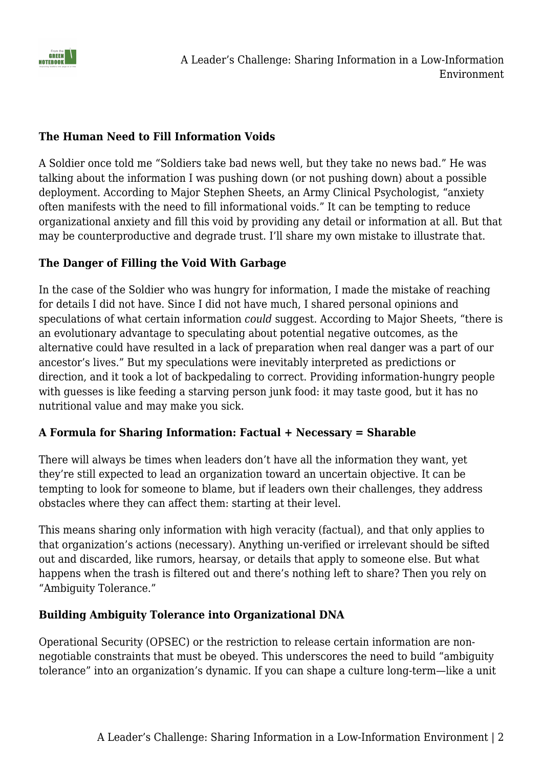**The Human Need to Fill Information Voids**

A Soldier once told me "Soldiers take bad news well, but they take no news bad." He was talking about the information I was pushing down (or not pushing down) about a possible deployment. According to Major Stephen Sheets, an Army Clinical Psychologist, "anxiety often manifests with the need to fill informational voids." It can be tempting to reduce organizational anxiety and fill this void by providing any detail or information at all. But that may be counterproductive and degrade trust. I'll share my own mistake to illustrate that.

**The Danger of Filling the Void With Garbage**

In the case of the Soldier who was hungry for information, I made the mistake of reaching for details I did not have. Since I did not have much, I shared personal opinions and speculations of what certain information *could* suggest. According to Major Sheets, "there is an evolutionary advantage to speculating about potential negative outcomes, as the alternative could have resulted in a lack of preparation when real danger was a part of our ancestor's lives." But my speculations were inevitably interpreted as predictions or direction, and it took a lot of backpedaling to correct. Providing information-hungry people with guesses is like feeding a starving person junk food: it may taste good, but it has no nutritional value and may make you sick.

**A Formula for Sharing Information: Factual + Necessary = Sharable**

There will always be times when leaders don't have all the information they want, yet they're still expected to lead an organization toward an uncertain objective. It can be tempting to look for someone to blame, but if leaders own their challenges, they address obstacles where they can affect them: starting at their level.

This means sharing only information with high veracity (factual), and that only applies to that organization's actions (necessary). Anything un-verified or irrelevant should be sifted out and discarded, like rumors, hearsay, or details that apply to someone else. But what happens when the trash is filtered out and there's nothing left to share? Then you rely on "Ambiguity Tolerance."

**Building Ambiguity Tolerance into Organizational DNA**

Operational Security (OPSEC) or the restriction to release certain information are non-negotiable constraints that must be obeyed. This underscores the need to build "ambiguity tolerance" into an organization's dynamic. If you can shape a culture long-term—like a unit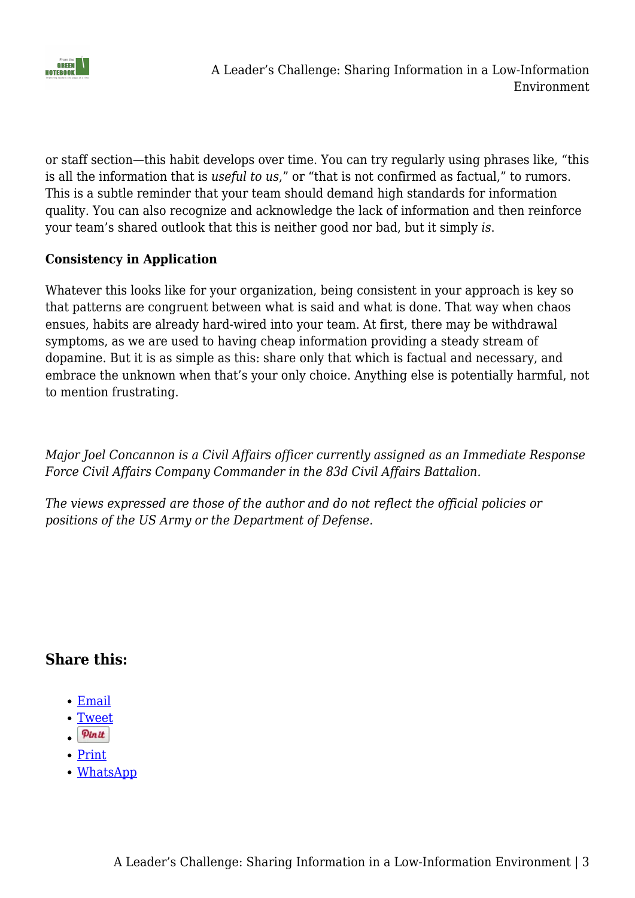or staff section—this habit develops over time. You can try regularly using phrases like, “this is all the information that is *useful to us*,” or “that is not confirmed as factual,” to rumors. This is a subtle reminder that your team should demand high standards for information quality. You can also recognize and acknowledge the lack of information and then reinforce your team’s shared outlook that this is neither good nor bad, but it simply *is*.

**Consistency in Application**

Whatever this looks like for your organization, being consistent in your approach is key so that patterns are congruent between what is said and what is done. That way when chaos ensues, habits are already hard-wired into your team. At first, there may be withdrawal symptoms, as we are used to having cheap information providing a steady stream of dopamine. But it is as simple as this: share only that which is factual and necessary, and embrace the unknown when that’s your only choice. Anything else is potentially harmful, not to mention frustrating.

*Major Joel Concannon is a Civil Affairs officer currently assigned as an Immediate Response Force Civil Affairs Company Commander in the 83d Civil Affairs Battalion.*

*The views expressed are those of the author and do not reflect the official policies or positions of the US Army or the Department of Defense.*

### Share this:

- Email
- Tweet
- Pin it
- Print
- WhatsApp